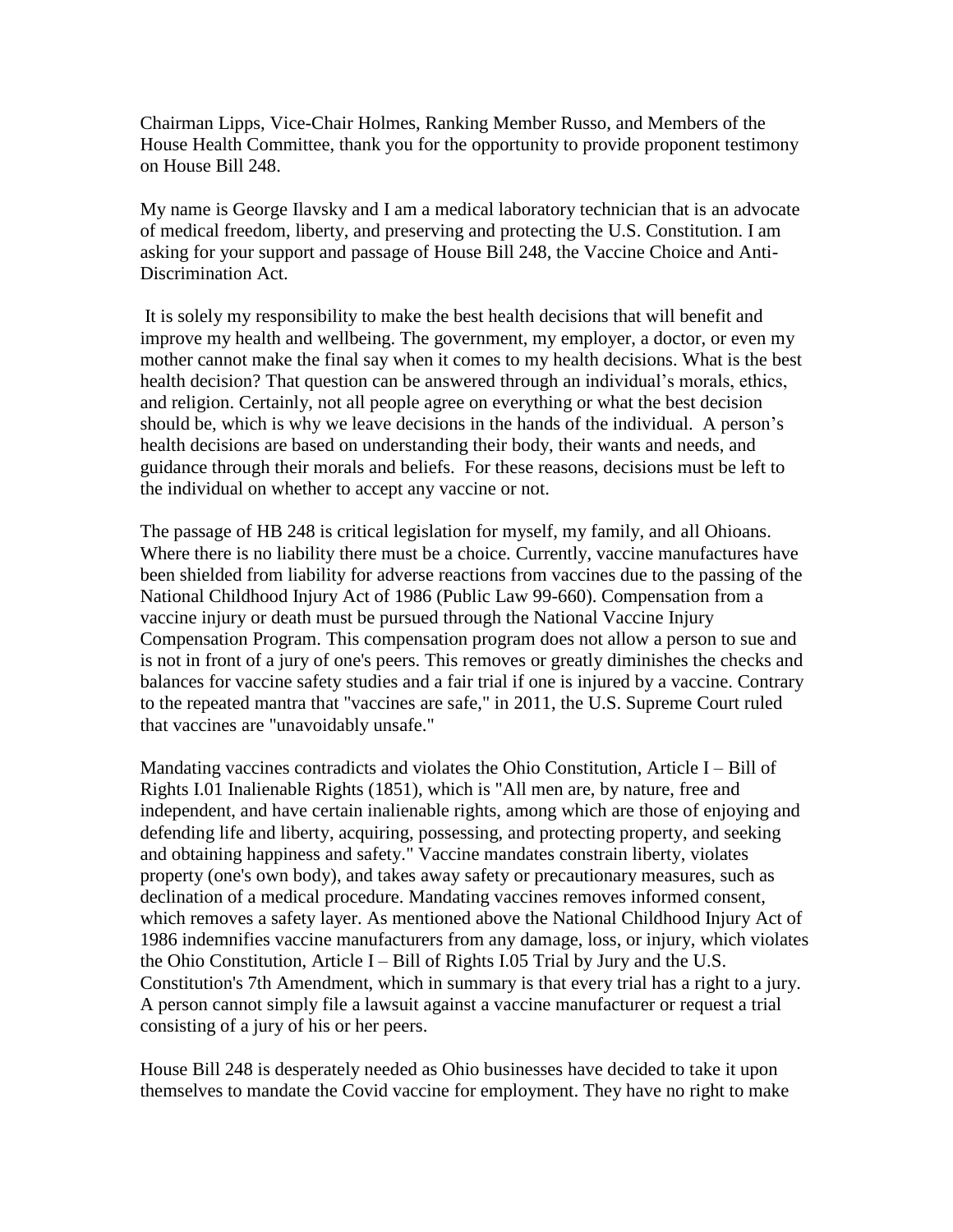Chairman Lipps, Vice-Chair Holmes, Ranking Member Russo, and Members of the House Health Committee, thank you for the opportunity to provide proponent testimony on House Bill 248.

My name is George Ilavsky and I am a medical laboratory technician that is an advocate of medical freedom, liberty, and preserving and protecting the U.S. Constitution. I am asking for your support and passage of House Bill 248, the Vaccine Choice and Anti-Discrimination Act.

It is solely my responsibility to make the best health decisions that will benefit and improve my health and wellbeing. The government, my employer, a doctor, or even my mother cannot make the final say when it comes to my health decisions. What is the best health decision? That question can be answered through an individual's morals, ethics, and religion. Certainly, not all people agree on everything or what the best decision should be, which is why we leave decisions in the hands of the individual. A person's health decisions are based on understanding their body, their wants and needs, and guidance through their morals and beliefs. For these reasons, decisions must be left to the individual on whether to accept any vaccine or not.

The passage of HB 248 is critical legislation for myself, my family, and all Ohioans. Where there is no liability there must be a choice. Currently, vaccine manufactures have been shielded from liability for adverse reactions from vaccines due to the passing of the National Childhood Injury Act of 1986 (Public Law 99-660). Compensation from a vaccine injury or death must be pursued through the National Vaccine Injury Compensation Program. This compensation program does not allow a person to sue and is not in front of a jury of one's peers. This removes or greatly diminishes the checks and balances for vaccine safety studies and a fair trial if one is injured by a vaccine. Contrary to the repeated mantra that "vaccines are safe," in 2011, the U.S. Supreme Court ruled that vaccines are "unavoidably unsafe."

Mandating vaccines contradicts and violates the Ohio Constitution, Article I – Bill of Rights I.01 Inalienable Rights (1851), which is "All men are, by nature, free and independent, and have certain inalienable rights, among which are those of enjoying and defending life and liberty, acquiring, possessing, and protecting property, and seeking and obtaining happiness and safety." Vaccine mandates constrain liberty, violates property (one's own body), and takes away safety or precautionary measures, such as declination of a medical procedure. Mandating vaccines removes informed consent, which removes a safety layer. As mentioned above the National Childhood Injury Act of 1986 indemnifies vaccine manufacturers from any damage, loss, or injury, which violates the Ohio Constitution, Article I – Bill of Rights I.05 Trial by Jury and the U.S. Constitution's 7th Amendment, which in summary is that every trial has a right to a jury. A person cannot simply file a lawsuit against a vaccine manufacturer or request a trial consisting of a jury of his or her peers.

House Bill 248 is desperately needed as Ohio businesses have decided to take it upon themselves to mandate the Covid vaccine for employment. They have no right to make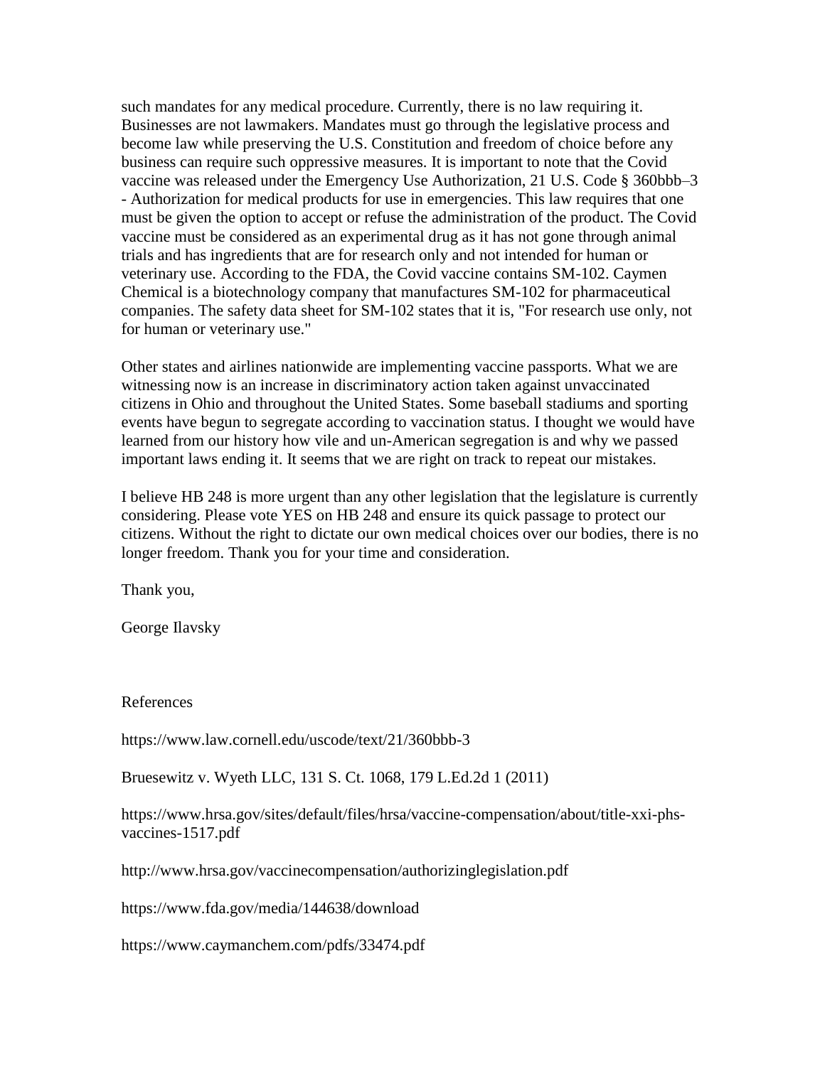such mandates for any medical procedure. Currently, there is no law requiring it. Businesses are not lawmakers. Mandates must go through the legislative process and become law while preserving the U.S. Constitution and freedom of choice before any business can require such oppressive measures. It is important to note that the Covid vaccine was released under the Emergency Use Authorization, 21 U.S. Code § 360bbb–3 - Authorization for medical products for use in emergencies. This law requires that one must be given the option to accept or refuse the administration of the product. The Covid vaccine must be considered as an experimental drug as it has not gone through animal trials and has ingredients that are for research only and not intended for human or veterinary use. According to the FDA, the Covid vaccine contains SM-102. Caymen Chemical is a biotechnology company that manufactures SM-102 for pharmaceutical companies. The safety data sheet for SM-102 states that it is, "For research use only, not for human or veterinary use."

Other states and airlines nationwide are implementing vaccine passports. What we are witnessing now is an increase in discriminatory action taken against unvaccinated citizens in Ohio and throughout the United States. Some baseball stadiums and sporting events have begun to segregate according to vaccination status. I thought we would have learned from our history how vile and un-American segregation is and why we passed important laws ending it. It seems that we are right on track to repeat our mistakes.

I believe HB 248 is more urgent than any other legislation that the legislature is currently considering. Please vote YES on HB 248 and ensure its quick passage to protect our citizens. Without the right to dictate our own medical choices over our bodies, there is no longer freedom. Thank you for your time and consideration.

Thank you,

George Ilavsky

References

https://www.law.cornell.edu/uscode/text/21/360bbb-3

Bruesewitz v. Wyeth LLC, 131 S. Ct. 1068, 179 L.Ed.2d 1 (2011)

https://www.hrsa.gov/sites/default/files/hrsa/vaccine-compensation/about/title-xxi-phs-vaccines-1517.pdf

http://www.hrsa.gov/vaccinecompensation/authorizinglegislation.pdf

https://www.fda.gov/media/144638/download

https://www.caymanchem.com/pdfs/33474.pdf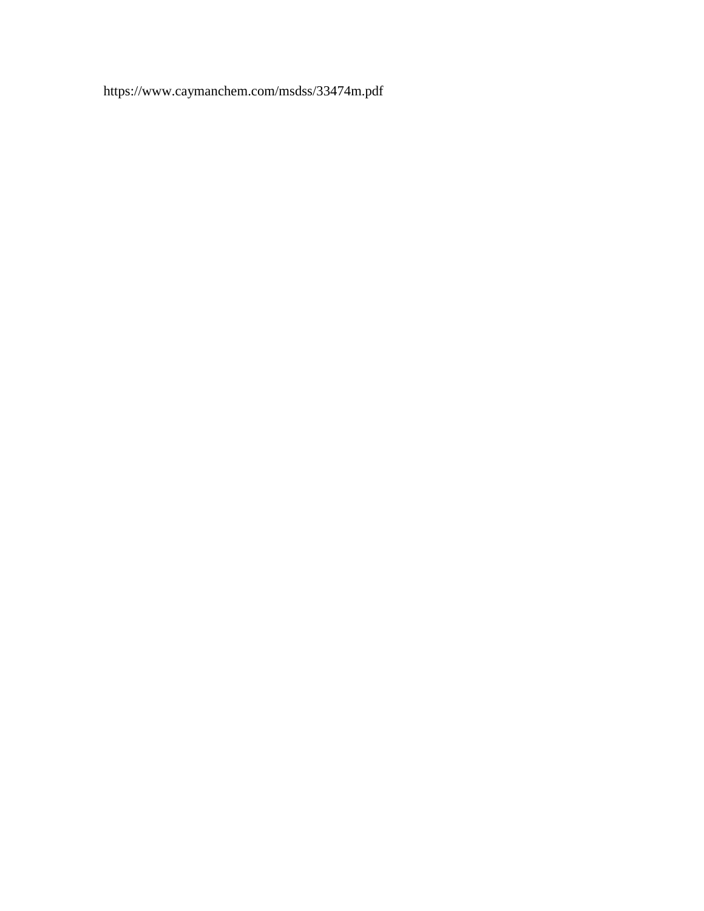https://www.caymanchem.com/msdss/33474m.pdf